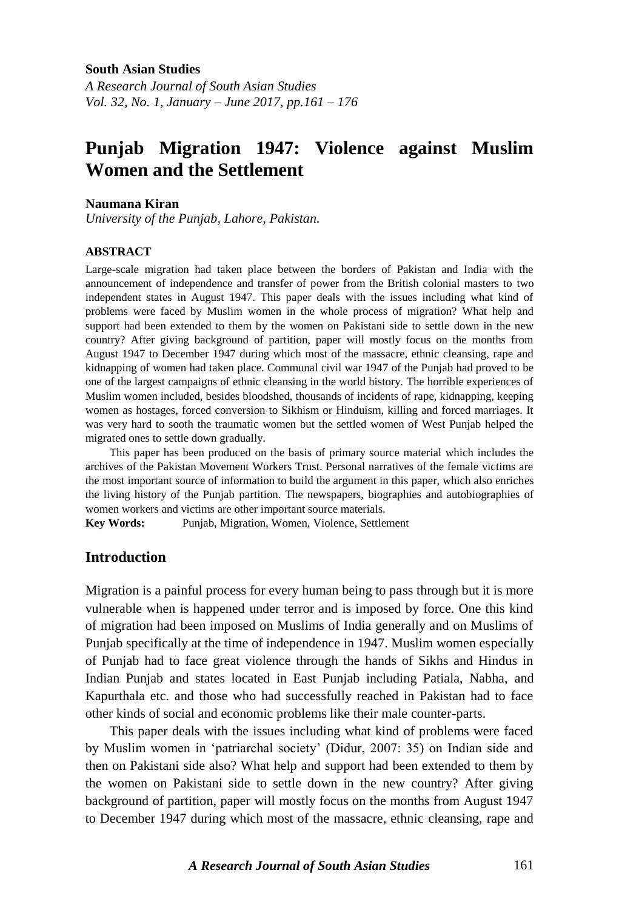**South Asian Studies**
*A Research Journal of South Asian Studies*
*Vol. 32, No. 1, January – June 2017, pp.161 – 176*

# Punjab Migration 1947: Violence against Muslim Women and the Settlement

**Naumana Kiran**
*University of the Punjab, Lahore, Pakistan.*

#### ABSTRACT

Large-scale migration had taken place between the borders of Pakistan and India with the announcement of independence and transfer of power from the British colonial masters to two independent states in August 1947. This paper deals with the issues including what kind of problems were faced by Muslim women in the whole process of migration? What help and support had been extended to them by the women on Pakistani side to settle down in the new country? After giving background of partition, paper will mostly focus on the months from August 1947 to December 1947 during which most of the massacre, ethnic cleansing, rape and kidnapping of women had taken place. Communal civil war 1947 of the Punjab had proved to be one of the largest campaigns of ethnic cleansing in the world history. The horrible experiences of Muslim women included, besides bloodshed, thousands of incidents of rape, kidnapping, keeping women as hostages, forced conversion to Sikhism or Hinduism, killing and forced marriages. It was very hard to sooth the traumatic women but the settled women of West Punjab helped the migrated ones to settle down gradually.

This paper has been produced on the basis of primary source material which includes the archives of the Pakistan Movement Workers Trust. Personal narratives of the female victims are the most important source of information to build the argument in this paper, which also enriches the living history of the Punjab partition. The newspapers, biographies and autobiographies of women workers and victims are other important source materials.

**Key Words:** Punjab, Migration, Women, Violence, Settlement

## Introduction

Migration is a painful process for every human being to pass through but it is more vulnerable when is happened under terror and is imposed by force. One this kind of migration had been imposed on Muslims of India generally and on Muslims of Punjab specifically at the time of independence in 1947. Muslim women especially of Punjab had to face great violence through the hands of Sikhs and Hindus in Indian Punjab and states located in East Punjab including Patiala, Nabha, and Kapurthala etc. and those who had successfully reached in Pakistan had to face other kinds of social and economic problems like their male counter-parts.

This paper deals with the issues including what kind of problems were faced by Muslim women in 'patriarchal society' (Didur, 2007: 35) on Indian side and then on Pakistani side also? What help and support had been extended to them by the women on Pakistani side to settle down in the new country? After giving background of partition, paper will mostly focus on the months from August 1947 to December 1947 during which most of the massacre, ethnic cleansing, rape and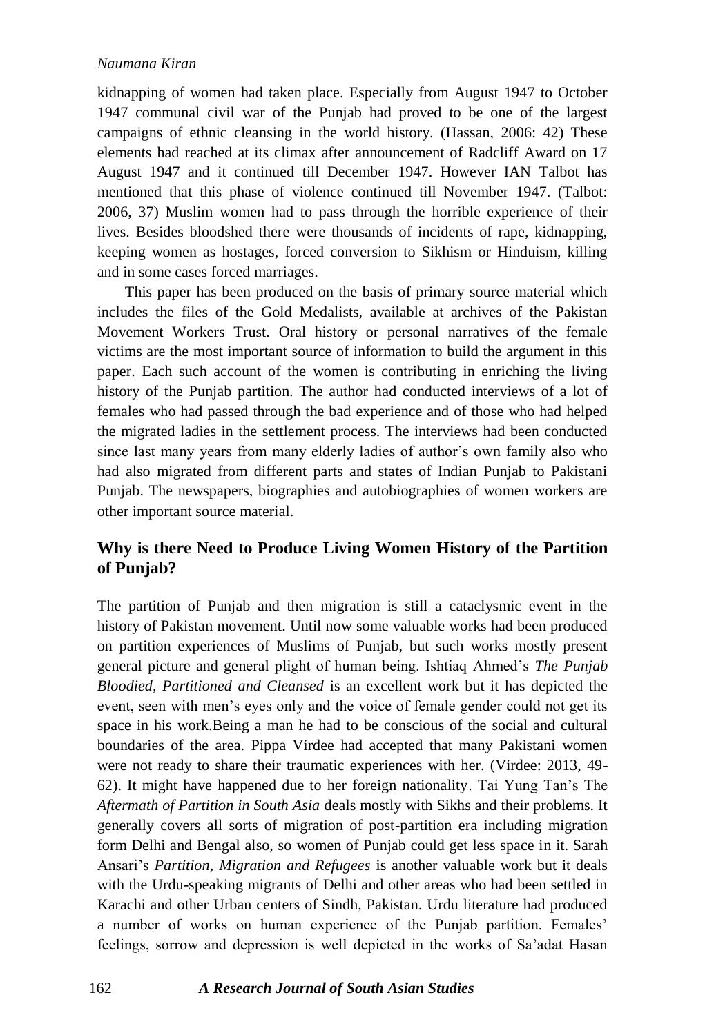kidnapping of women had taken place. Especially from August 1947 to October 1947 communal civil war of the Punjab had proved to be one of the largest campaigns of ethnic cleansing in the world history. (Hassan, 2006: 42) These elements had reached at its climax after announcement of Radcliff Award on 17 August 1947 and it continued till December 1947. However IAN Talbot has mentioned that this phase of violence continued till November 1947. (Talbot: 2006, 37) Muslim women had to pass through the horrible experience of their lives. Besides bloodshed there were thousands of incidents of rape, kidnapping, keeping women as hostages, forced conversion to Sikhism or Hinduism, killing and in some cases forced marriages.

This paper has been produced on the basis of primary source material which includes the files of the Gold Medalists, available at archives of the Pakistan Movement Workers Trust. Oral history or personal narratives of the female victims are the most important source of information to build the argument in this paper. Each such account of the women is contributing in enriching the living history of the Punjab partition. The author had conducted interviews of a lot of females who had passed through the bad experience and of those who had helped the migrated ladies in the settlement process. The interviews had been conducted since last many years from many elderly ladies of author's own family also who had also migrated from different parts and states of Indian Punjab to Pakistani Punjab. The newspapers, biographies and autobiographies of women workers are other important source material.

## Why is there Need to Produce Living Women History of the Partition of Punjab?

The partition of Punjab and then migration is still a cataclysmic event in the history of Pakistan movement. Until now some valuable works had been produced on partition experiences of Muslims of Punjab, but such works mostly present general picture and general plight of human being. Ishtiaq Ahmed's *The Punjab Bloodied, Partitioned and Cleansed* is an excellent work but it has depicted the event, seen with men's eyes only and the voice of female gender could not get its space in his work.Being a man he had to be conscious of the social and cultural boundaries of the area. Pippa Virdee had accepted that many Pakistani women were not ready to share their traumatic experiences with her. (Virdee: 2013, 49-62). It might have happened due to her foreign nationality. Tai Yung Tan's The *Aftermath of Partition in South Asia* deals mostly with Sikhs and their problems. It generally covers all sorts of migration of post-partition era including migration form Delhi and Bengal also, so women of Punjab could get less space in it. Sarah Ansari's *Partition, Migration and Refugees* is another valuable work but it deals with the Urdu-speaking migrants of Delhi and other areas who had been settled in Karachi and other Urban centers of Sindh, Pakistan. Urdu literature had produced a number of works on human experience of the Punjab partition. Females' feelings, sorrow and depression is well depicted in the works of Sa'adat Hasan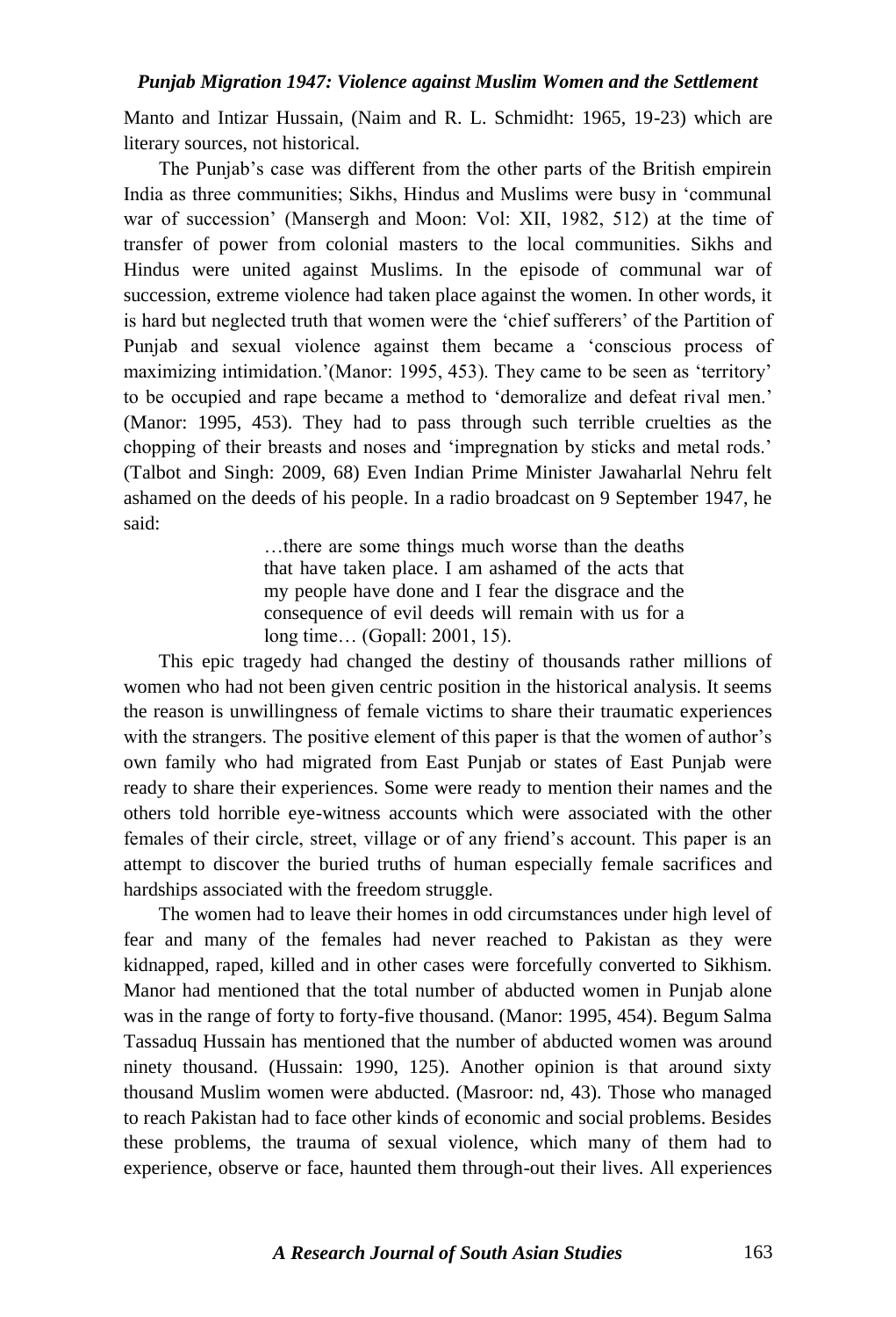Manto and Intizar Hussain, (Naim and R. L. Schmidht: 1965, 19-23) which are literary sources, not historical.

The Punjab's case was different from the other parts of the British empirein India as three communities; Sikhs, Hindus and Muslims were busy in 'communal war of succession' (Mansergh and Moon: Vol: XII, 1982, 512) at the time of transfer of power from colonial masters to the local communities. Sikhs and Hindus were united against Muslims. In the episode of communal war of succession, extreme violence had taken place against the women. In other words, it is hard but neglected truth that women were the 'chief sufferers' of the Partition of Punjab and sexual violence against them became a 'conscious process of maximizing intimidation.'(Manor: 1995, 453). They came to be seen as 'territory' to be occupied and rape became a method to 'demoralize and defeat rival men.' (Manor: 1995, 453). They had to pass through such terrible cruelties as the chopping of their breasts and noses and 'impregnation by sticks and metal rods.' (Talbot and Singh: 2009, 68) Even Indian Prime Minister Jawaharlal Nehru felt ashamed on the deeds of his people. In a radio broadcast on 9 September 1947, he said:

> …there are some things much worse than the deaths that have taken place. I am ashamed of the acts that my people have done and I fear the disgrace and the consequence of evil deeds will remain with us for a long time… (Gopall: 2001, 15).

This epic tragedy had changed the destiny of thousands rather millions of women who had not been given centric position in the historical analysis. It seems the reason is unwillingness of female victims to share their traumatic experiences with the strangers. The positive element of this paper is that the women of author's own family who had migrated from East Punjab or states of East Punjab were ready to share their experiences. Some were ready to mention their names and the others told horrible eye-witness accounts which were associated with the other females of their circle, street, village or of any friend's account. This paper is an attempt to discover the buried truths of human especially female sacrifices and hardships associated with the freedom struggle.

The women had to leave their homes in odd circumstances under high level of fear and many of the females had never reached to Pakistan as they were kidnapped, raped, killed and in other cases were forcefully converted to Sikhism. Manor had mentioned that the total number of abducted women in Punjab alone was in the range of forty to forty-five thousand. (Manor: 1995, 454). Begum Salma Tassaduq Hussain has mentioned that the number of abducted women was around ninety thousand. (Hussain: 1990, 125). Another opinion is that around sixty thousand Muslim women were abducted. (Masroor: nd, 43). Those who managed to reach Pakistan had to face other kinds of economic and social problems. Besides these problems, the trauma of sexual violence, which many of them had to experience, observe or face, haunted them through-out their lives. All experiences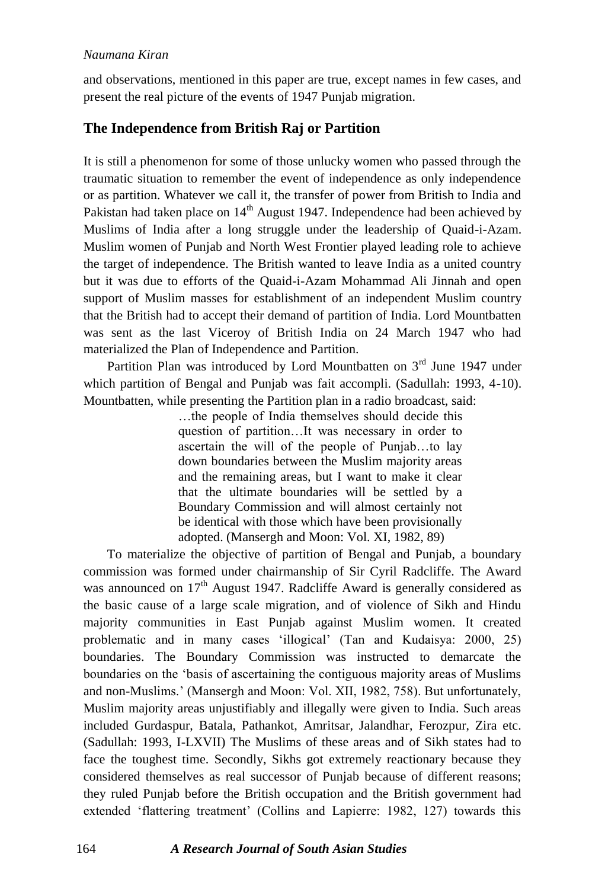and observations, mentioned in this paper are true, except names in few cases, and present the real picture of the events of 1947 Punjab migration.

## The Independence from British Raj or Partition

It is still a phenomenon for some of those unlucky women who passed through the traumatic situation to remember the event of independence as only independence or as partition. Whatever we call it, the transfer of power from British to India and Pakistan had taken place on 14th August 1947. Independence had been achieved by Muslims of India after a long struggle under the leadership of Quaid-i-Azam. Muslim women of Punjab and North West Frontier played leading role to achieve the target of independence. The British wanted to leave India as a united country but it was due to efforts of the Quaid-i-Azam Mohammad Ali Jinnah and open support of Muslim masses for establishment of an independent Muslim country that the British had to accept their demand of partition of India. Lord Mountbatten was sent as the last Viceroy of British India on 24 March 1947 who had materialized the Plan of Independence and Partition.

Partition Plan was introduced by Lord Mountbatten on 3rd June 1947 under which partition of Bengal and Punjab was fait accompli. (Sadullah: 1993, 4-10). Mountbatten, while presenting the Partition plan in a radio broadcast, said:

> …the people of India themselves should decide this question of partition…It was necessary in order to ascertain the will of the people of Punjab…to lay down boundaries between the Muslim majority areas and the remaining areas, but I want to make it clear that the ultimate boundaries will be settled by a Boundary Commission and will almost certainly not be identical with those which have been provisionally adopted. (Mansergh and Moon: Vol. XI, 1982, 89)

To materialize the objective of partition of Bengal and Punjab, a boundary commission was formed under chairmanship of Sir Cyril Radcliffe. The Award was announced on 17th August 1947. Radcliffe Award is generally considered as the basic cause of a large scale migration, and of violence of Sikh and Hindu majority communities in East Punjab against Muslim women. It created problematic and in many cases 'illogical' (Tan and Kudaisya: 2000, 25) boundaries. The Boundary Commission was instructed to demarcate the boundaries on the 'basis of ascertaining the contiguous majority areas of Muslims and non-Muslims.' (Mansergh and Moon: Vol. XII, 1982, 758). But unfortunately, Muslim majority areas unjustifiably and illegally were given to India. Such areas included Gurdaspur, Batala, Pathankot, Amritsar, Jalandhar, Ferozpur, Zira etc. (Sadullah: 1993, I-LXVII) The Muslims of these areas and of Sikh states had to face the toughest time. Secondly, Sikhs got extremely reactionary because they considered themselves as real successor of Punjab because of different reasons; they ruled Punjab before the British occupation and the British government had extended 'flattering treatment' (Collins and Lapierre: 1982, 127) towards this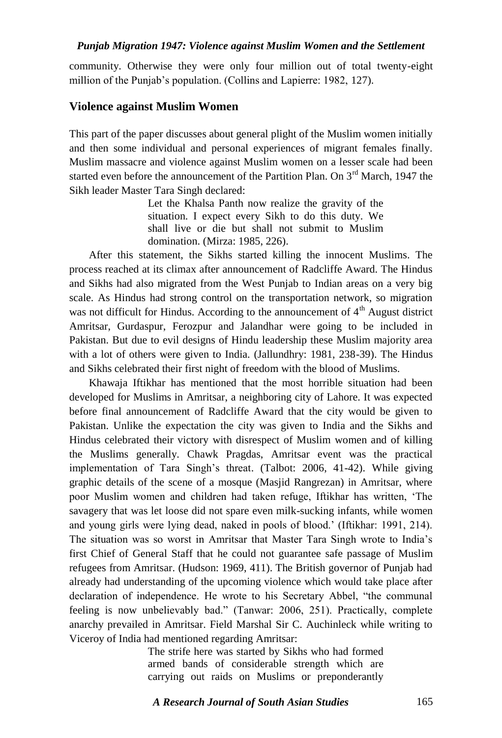community. Otherwise they were only four million out of total twenty-eight million of the Punjab's population. (Collins and Lapierre: 1982, 127).

## Violence against Muslim Women

This part of the paper discusses about general plight of the Muslim women initially and then some individual and personal experiences of migrant females finally. Muslim massacre and violence against Muslim women on a lesser scale had been started even before the announcement of the Partition Plan. On 3rd March, 1947 the Sikh leader Master Tara Singh declared:

> Let the Khalsa Panth now realize the gravity of the situation. I expect every Sikh to do this duty. We shall live or die but shall not submit to Muslim domination. (Mirza: 1985, 226).

After this statement, the Sikhs started killing the innocent Muslims. The process reached at its climax after announcement of Radcliffe Award. The Hindus and Sikhs had also migrated from the West Punjab to Indian areas on a very big scale. As Hindus had strong control on the transportation network, so migration was not difficult for Hindus. According to the announcement of 4th August district Amritsar, Gurdaspur, Ferozpur and Jalandhar were going to be included in Pakistan. But due to evil designs of Hindu leadership these Muslim majority area with a lot of others were given to India. (Jallundhry: 1981, 238-39). The Hindus and Sikhs celebrated their first night of freedom with the blood of Muslims.

Khawaja Iftikhar has mentioned that the most horrible situation had been developed for Muslims in Amritsar, a neighboring city of Lahore. It was expected before final announcement of Radcliffe Award that the city would be given to Pakistan. Unlike the expectation the city was given to India and the Sikhs and Hindus celebrated their victory with disrespect of Muslim women and of killing the Muslims generally. Chawk Pragdas, Amritsar event was the practical implementation of Tara Singh's threat. (Talbot: 2006, 41-42). While giving graphic details of the scene of a mosque (Masjid Rangrezan) in Amritsar, where poor Muslim women and children had taken refuge, Iftikhar has written, 'The savagery that was let loose did not spare even milk-sucking infants, while women and young girls were lying dead, naked in pools of blood.' (Iftikhar: 1991, 214). The situation was so worst in Amritsar that Master Tara Singh wrote to India's first Chief of General Staff that he could not guarantee safe passage of Muslim refugees from Amritsar. (Hudson: 1969, 411). The British governor of Punjab had already had understanding of the upcoming violence which would take place after declaration of independence. He wrote to his Secretary Abbel, "the communal feeling is now unbelievably bad." (Tanwar: 2006, 251). Practically, complete anarchy prevailed in Amritsar. Field Marshal Sir C. Auchinleck while writing to Viceroy of India had mentioned regarding Amritsar:

> The strife here was started by Sikhs who had formed armed bands of considerable strength which are carrying out raids on Muslims or preponderantly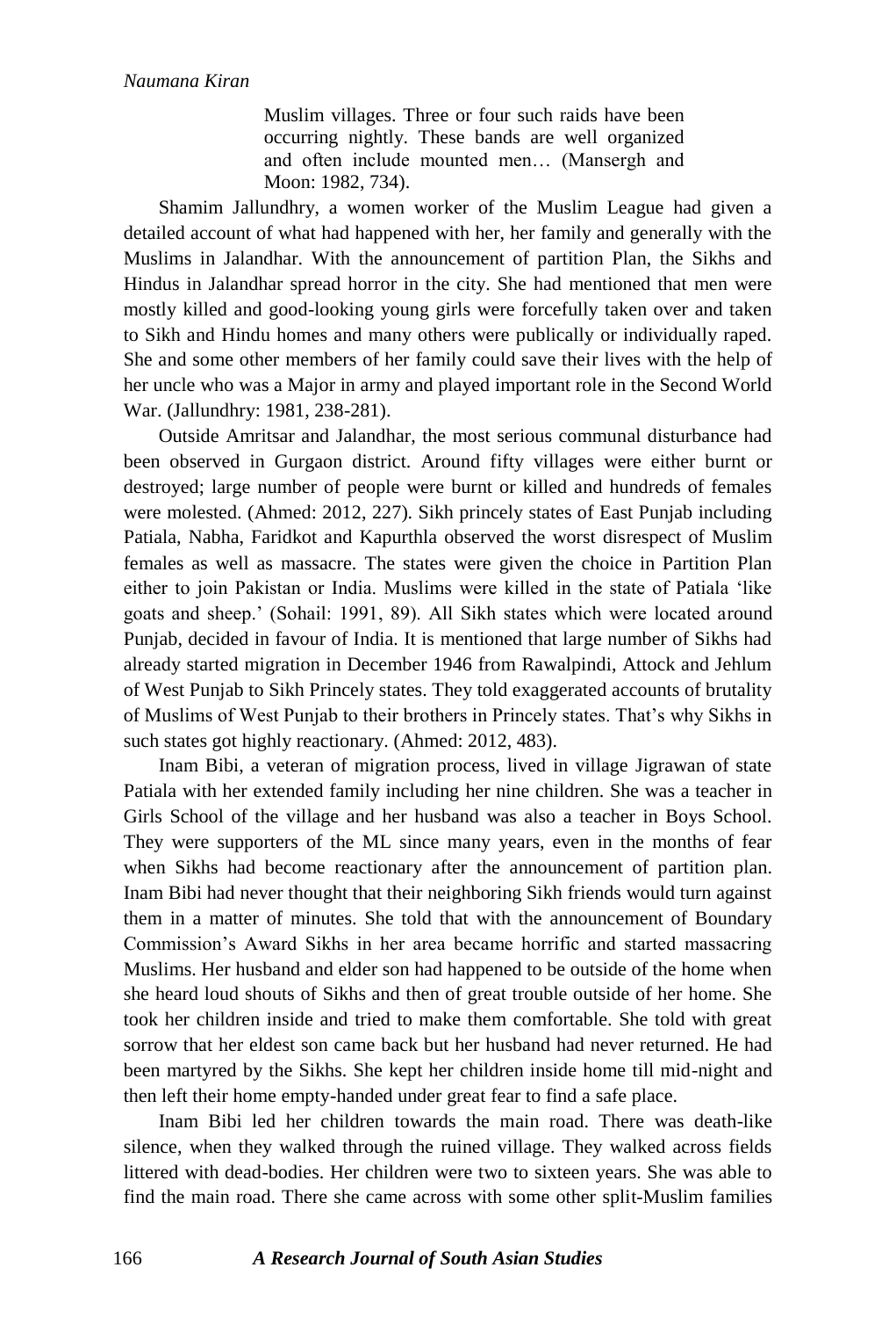> Muslim villages. Three or four such raids have been occurring nightly. These bands are well organized and often include mounted men… (Mansergh and Moon: 1982, 734).

Shamim Jallundhry, a women worker of the Muslim League had given a detailed account of what had happened with her, her family and generally with the Muslims in Jalandhar. With the announcement of partition Plan, the Sikhs and Hindus in Jalandhar spread horror in the city. She had mentioned that men were mostly killed and good-looking young girls were forcefully taken over and taken to Sikh and Hindu homes and many others were publically or individually raped. She and some other members of her family could save their lives with the help of her uncle who was a Major in army and played important role in the Second World War. (Jallundhry: 1981, 238-281).

Outside Amritsar and Jalandhar, the most serious communal disturbance had been observed in Gurgaon district. Around fifty villages were either burnt or destroyed; large number of people were burnt or killed and hundreds of females were molested. (Ahmed: 2012, 227). Sikh princely states of East Punjab including Patiala, Nabha, Faridkot and Kapurthla observed the worst disrespect of Muslim females as well as massacre. The states were given the choice in Partition Plan either to join Pakistan or India. Muslims were killed in the state of Patiala 'like goats and sheep.' (Sohail: 1991, 89). All Sikh states which were located around Punjab, decided in favour of India. It is mentioned that large number of Sikhs had already started migration in December 1946 from Rawalpindi, Attock and Jehlum of West Punjab to Sikh Princely states. They told exaggerated accounts of brutality of Muslims of West Punjab to their brothers in Princely states. That's why Sikhs in such states got highly reactionary. (Ahmed: 2012, 483).

Inam Bibi, a veteran of migration process, lived in village Jigrawan of state Patiala with her extended family including her nine children. She was a teacher in Girls School of the village and her husband was also a teacher in Boys School. They were supporters of the ML since many years, even in the months of fear when Sikhs had become reactionary after the announcement of partition plan. Inam Bibi had never thought that their neighboring Sikh friends would turn against them in a matter of minutes. She told that with the announcement of Boundary Commission's Award Sikhs in her area became horrific and started massacring Muslims. Her husband and elder son had happened to be outside of the home when she heard loud shouts of Sikhs and then of great trouble outside of her home. She took her children inside and tried to make them comfortable. She told with great sorrow that her eldest son came back but her husband had never returned. He had been martyred by the Sikhs. She kept her children inside home till mid-night and then left their home empty-handed under great fear to find a safe place.

Inam Bibi led her children towards the main road. There was death-like silence, when they walked through the ruined village. They walked across fields littered with dead-bodies. Her children were two to sixteen years. She was able to find the main road. There she came across with some other split-Muslim families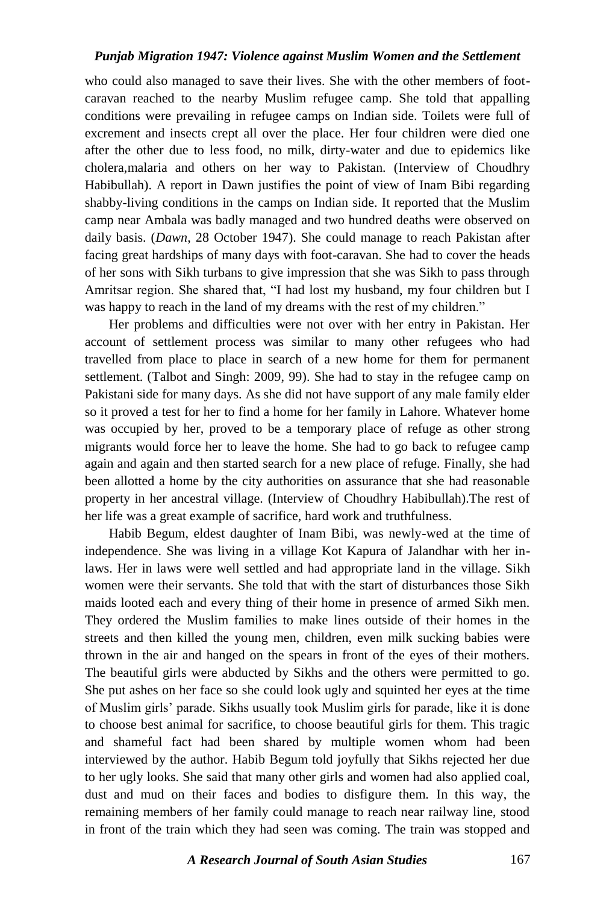who could also managed to save their lives. She with the other members of foot-caravan reached to the nearby Muslim refugee camp. She told that appalling conditions were prevailing in refugee camps on Indian side. Toilets were full of excrement and insects crept all over the place. Her four children were died one after the other due to less food, no milk, dirty-water and due to epidemics like cholera,malaria and others on her way to Pakistan. (Interview of Choudhry Habibullah). A report in Dawn justifies the point of view of Inam Bibi regarding shabby-living conditions in the camps on Indian side. It reported that the Muslim camp near Ambala was badly managed and two hundred deaths were observed on daily basis. (*Dawn*, 28 October 1947). She could manage to reach Pakistan after facing great hardships of many days with foot-caravan. She had to cover the heads of her sons with Sikh turbans to give impression that she was Sikh to pass through Amritsar region. She shared that, "I had lost my husband, my four children but I was happy to reach in the land of my dreams with the rest of my children."

Her problems and difficulties were not over with her entry in Pakistan. Her account of settlement process was similar to many other refugees who had travelled from place to place in search of a new home for them for permanent settlement. (Talbot and Singh: 2009, 99). She had to stay in the refugee camp on Pakistani side for many days. As she did not have support of any male family elder so it proved a test for her to find a home for her family in Lahore. Whatever home was occupied by her, proved to be a temporary place of refuge as other strong migrants would force her to leave the home. She had to go back to refugee camp again and again and then started search for a new place of refuge. Finally, she had been allotted a home by the city authorities on assurance that she had reasonable property in her ancestral village. (Interview of Choudhry Habibullah).The rest of her life was a great example of sacrifice, hard work and truthfulness.

Habib Begum, eldest daughter of Inam Bibi, was newly-wed at the time of independence. She was living in a village Kot Kapura of Jalandhar with her in-laws. Her in laws were well settled and had appropriate land in the village. Sikh women were their servants. She told that with the start of disturbances those Sikh maids looted each and every thing of their home in presence of armed Sikh men. They ordered the Muslim families to make lines outside of their homes in the streets and then killed the young men, children, even milk sucking babies were thrown in the air and hanged on the spears in front of the eyes of their mothers. The beautiful girls were abducted by Sikhs and the others were permitted to go. She put ashes on her face so she could look ugly and squinted her eyes at the time of Muslim girls' parade. Sikhs usually took Muslim girls for parade, like it is done to choose best animal for sacrifice, to choose beautiful girls for them. This tragic and shameful fact had been shared by multiple women whom had been interviewed by the author. Habib Begum told joyfully that Sikhs rejected her due to her ugly looks. She said that many other girls and women had also applied coal, dust and mud on their faces and bodies to disfigure them. In this way, the remaining members of her family could manage to reach near railway line, stood in front of the train which they had seen was coming. The train was stopped and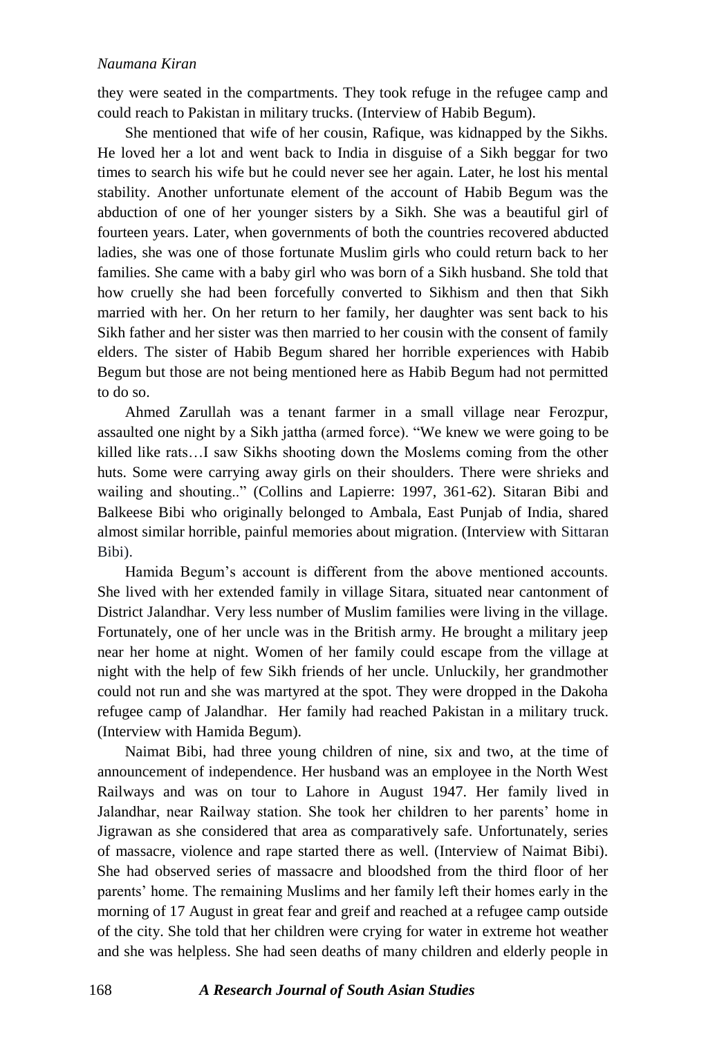they were seated in the compartments. They took refuge in the refugee camp and could reach to Pakistan in military trucks. (Interview of Habib Begum).

She mentioned that wife of her cousin, Rafique, was kidnapped by the Sikhs. He loved her a lot and went back to India in disguise of a Sikh beggar for two times to search his wife but he could never see her again. Later, he lost his mental stability. Another unfortunate element of the account of Habib Begum was the abduction of one of her younger sisters by a Sikh. She was a beautiful girl of fourteen years. Later, when governments of both the countries recovered abducted ladies, she was one of those fortunate Muslim girls who could return back to her families. She came with a baby girl who was born of a Sikh husband. She told that how cruelly she had been forcefully converted to Sikhism and then that Sikh married with her. On her return to her family, her daughter was sent back to his Sikh father and her sister was then married to her cousin with the consent of family elders. The sister of Habib Begum shared her horrible experiences with Habib Begum but those are not being mentioned here as Habib Begum had not permitted to do so.

Ahmed Zarullah was a tenant farmer in a small village near Ferozpur, assaulted one night by a Sikh jattha (armed force). "We knew we were going to be killed like rats…I saw Sikhs shooting down the Moslems coming from the other huts. Some were carrying away girls on their shoulders. There were shrieks and wailing and shouting.." (Collins and Lapierre: 1997, 361-62). Sitaran Bibi and Balkeese Bibi who originally belonged to Ambala, East Punjab of India, shared almost similar horrible, painful memories about migration. (Interview with Sittaran Bibi).

Hamida Begum's account is different from the above mentioned accounts. She lived with her extended family in village Sitara, situated near cantonment of District Jalandhar. Very less number of Muslim families were living in the village. Fortunately, one of her uncle was in the British army. He brought a military jeep near her home at night. Women of her family could escape from the village at night with the help of few Sikh friends of her uncle. Unluckily, her grandmother could not run and she was martyred at the spot. They were dropped in the Dakoha refugee camp of Jalandhar. Her family had reached Pakistan in a military truck. (Interview with Hamida Begum).

Naimat Bibi, had three young children of nine, six and two, at the time of announcement of independence. Her husband was an employee in the North West Railways and was on tour to Lahore in August 1947. Her family lived in Jalandhar, near Railway station. She took her children to her parents' home in Jigrawan as she considered that area as comparatively safe. Unfortunately, series of massacre, violence and rape started there as well. (Interview of Naimat Bibi). She had observed series of massacre and bloodshed from the third floor of her parents' home. The remaining Muslims and her family left their homes early in the morning of 17 August in great fear and greif and reached at a refugee camp outside of the city. She told that her children were crying for water in extreme hot weather and she was helpless. She had seen deaths of many children and elderly people in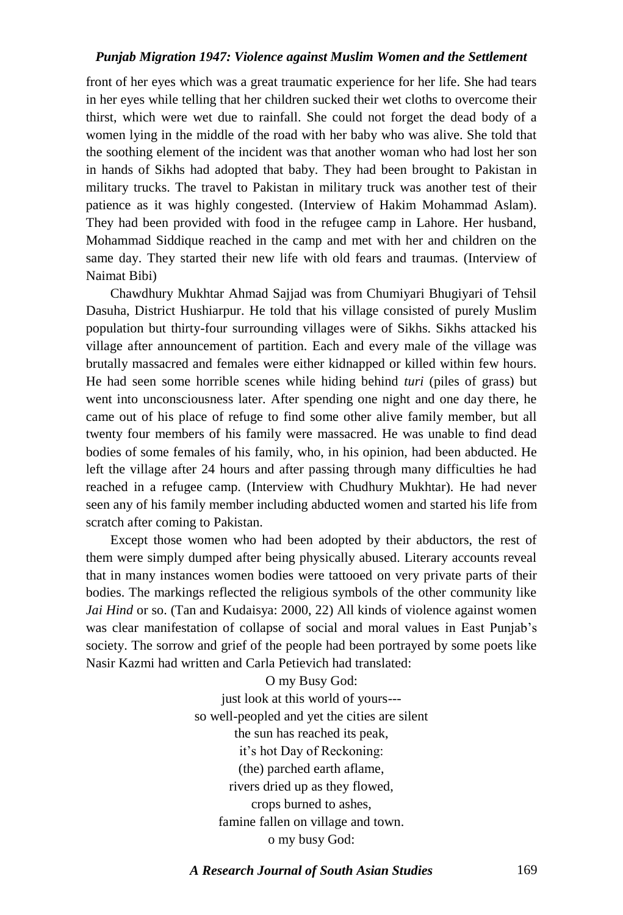front of her eyes which was a great traumatic experience for her life. She had tears in her eyes while telling that her children sucked their wet cloths to overcome their thirst, which were wet due to rainfall. She could not forget the dead body of a women lying in the middle of the road with her baby who was alive. She told that the soothing element of the incident was that another woman who had lost her son in hands of Sikhs had adopted that baby. They had been brought to Pakistan in military trucks. The travel to Pakistan in military truck was another test of their patience as it was highly congested. (Interview of Hakim Mohammad Aslam). They had been provided with food in the refugee camp in Lahore. Her husband, Mohammad Siddique reached in the camp and met with her and children on the same day. They started their new life with old fears and traumas. (Interview of Naimat Bibi)

Chawdhury Mukhtar Ahmad Sajjad was from Chumiyari Bhugiyari of Tehsil Dasuha, District Hushiarpur. He told that his village consisted of purely Muslim population but thirty-four surrounding villages were of Sikhs. Sikhs attacked his village after announcement of partition. Each and every male of the village was brutally massacred and females were either kidnapped or killed within few hours. He had seen some horrible scenes while hiding behind *turi* (piles of grass) but went into unconsciousness later. After spending one night and one day there, he came out of his place of refuge to find some other alive family member, but all twenty four members of his family were massacred. He was unable to find dead bodies of some females of his family, who, in his opinion, had been abducted. He left the village after 24 hours and after passing through many difficulties he had reached in a refugee camp. (Interview with Chudhury Mukhtar). He had never seen any of his family member including abducted women and started his life from scratch after coming to Pakistan.

Except those women who had been adopted by their abductors, the rest of them were simply dumped after being physically abused. Literary accounts reveal that in many instances women bodies were tattooed on very private parts of their bodies. The markings reflected the religious symbols of the other community like *Jai Hind* or so. (Tan and Kudaisya: 2000, 22) All kinds of violence against women was clear manifestation of collapse of social and moral values in East Punjab's society. The sorrow and grief of the people had been portrayed by some poets like Nasir Kazmi had written and Carla Petievich had translated:

O my Busy God:
just look at this world of yours---
so well-peopled and yet the cities are silent
the sun has reached its peak,
it's hot Day of Reckoning:
(the) parched earth aflame,
rivers dried up as they flowed,
crops burned to ashes,
famine fallen on village and town.
o my busy God: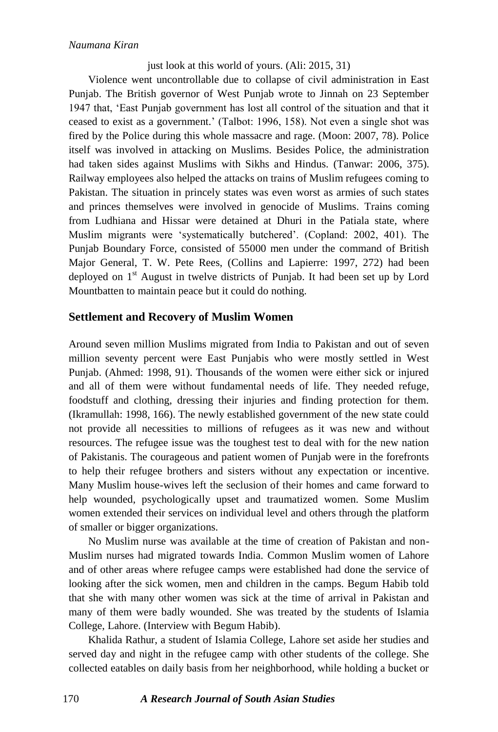just look at this world of yours. (Ali: 2015, 31)

Violence went uncontrollable due to collapse of civil administration in East Punjab. The British governor of West Punjab wrote to Jinnah on 23 September 1947 that, 'East Punjab government has lost all control of the situation and that it ceased to exist as a government.' (Talbot: 1996, 158). Not even a single shot was fired by the Police during this whole massacre and rage. (Moon: 2007, 78). Police itself was involved in attacking on Muslims. Besides Police, the administration had taken sides against Muslims with Sikhs and Hindus. (Tanwar: 2006, 375). Railway employees also helped the attacks on trains of Muslim refugees coming to Pakistan. The situation in princely states was even worst as armies of such states and princes themselves were involved in genocide of Muslims. Trains coming from Ludhiana and Hissar were detained at Dhuri in the Patiala state, where Muslim migrants were 'systematically butchered'. (Copland: 2002, 401). The Punjab Boundary Force, consisted of 55000 men under the command of British Major General, T. W. Pete Rees, (Collins and Lapierre: 1997, 272) had been deployed on 1st August in twelve districts of Punjab. It had been set up by Lord Mountbatten to maintain peace but it could do nothing.

## Settlement and Recovery of Muslim Women

Around seven million Muslims migrated from India to Pakistan and out of seven million seventy percent were East Punjabis who were mostly settled in West Punjab. (Ahmed: 1998, 91). Thousands of the women were either sick or injured and all of them were without fundamental needs of life. They needed refuge, foodstuff and clothing, dressing their injuries and finding protection for them. (Ikramullah: 1998, 166). The newly established government of the new state could not provide all necessities to millions of refugees as it was new and without resources. The refugee issue was the toughest test to deal with for the new nation of Pakistanis. The courageous and patient women of Punjab were in the forefronts to help their refugee brothers and sisters without any expectation or incentive. Many Muslim house-wives left the seclusion of their homes and came forward to help wounded, psychologically upset and traumatized women. Some Muslim women extended their services on individual level and others through the platform of smaller or bigger organizations.

No Muslim nurse was available at the time of creation of Pakistan and non-Muslim nurses had migrated towards India. Common Muslim women of Lahore and of other areas where refugee camps were established had done the service of looking after the sick women, men and children in the camps. Begum Habib told that she with many other women was sick at the time of arrival in Pakistan and many of them were badly wounded. She was treated by the students of Islamia College, Lahore. (Interview with Begum Habib).

Khalida Rathur, a student of Islamia College, Lahore set aside her studies and served day and night in the refugee camp with other students of the college. She collected eatables on daily basis from her neighborhood, while holding a bucket or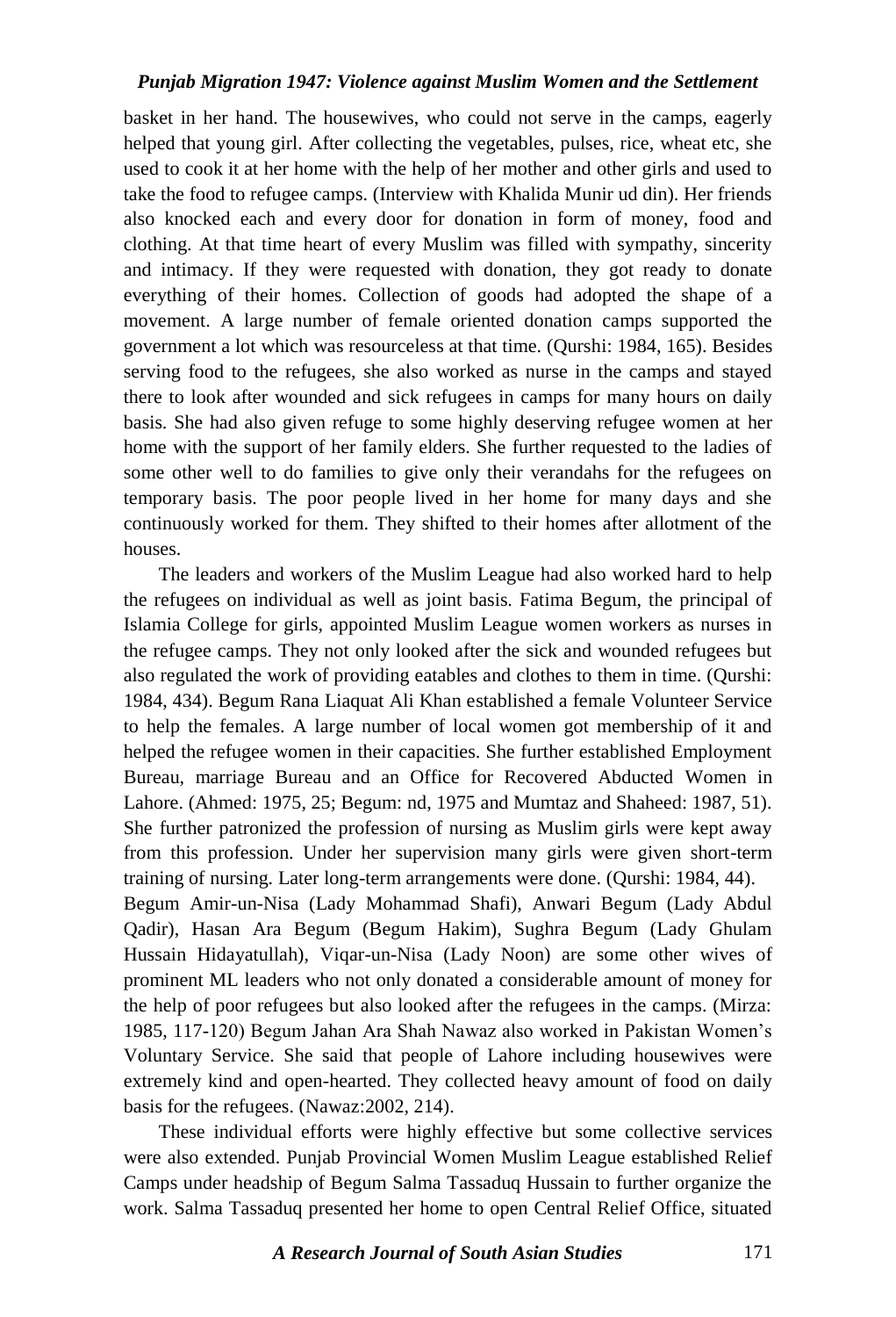basket in her hand. The housewives, who could not serve in the camps, eagerly helped that young girl. After collecting the vegetables, pulses, rice, wheat etc, she used to cook it at her home with the help of her mother and other girls and used to take the food to refugee camps. (Interview with Khalida Munir ud din). Her friends also knocked each and every door for donation in form of money, food and clothing. At that time heart of every Muslim was filled with sympathy, sincerity and intimacy. If they were requested with donation, they got ready to donate everything of their homes. Collection of goods had adopted the shape of a movement. A large number of female oriented donation camps supported the government a lot which was resourceless at that time. (Qurshi: 1984, 165). Besides serving food to the refugees, she also worked as nurse in the camps and stayed there to look after wounded and sick refugees in camps for many hours on daily basis. She had also given refuge to some highly deserving refugee women at her home with the support of her family elders. She further requested to the ladies of some other well to do families to give only their verandahs for the refugees on temporary basis. The poor people lived in her home for many days and she continuously worked for them. They shifted to their homes after allotment of the houses.

The leaders and workers of the Muslim League had also worked hard to help the refugees on individual as well as joint basis. Fatima Begum, the principal of Islamia College for girls, appointed Muslim League women workers as nurses in the refugee camps. They not only looked after the sick and wounded refugees but also regulated the work of providing eatables and clothes to them in time. (Qurshi: 1984, 434). Begum Rana Liaquat Ali Khan established a female Volunteer Service to help the females. A large number of local women got membership of it and helped the refugee women in their capacities. She further established Employment Bureau, marriage Bureau and an Office for Recovered Abducted Women in Lahore. (Ahmed: 1975, 25; Begum: nd, 1975 and Mumtaz and Shaheed: 1987, 51). She further patronized the profession of nursing as Muslim girls were kept away from this profession. Under her supervision many girls were given short-term training of nursing. Later long-term arrangements were done. (Qurshi: 1984, 44). Begum Amir-un-Nisa (Lady Mohammad Shafi), Anwari Begum (Lady Abdul Qadir), Hasan Ara Begum (Begum Hakim), Sughra Begum (Lady Ghulam Hussain Hidayatullah), Viqar-un-Nisa (Lady Noon) are some other wives of prominent ML leaders who not only donated a considerable amount of money for the help of poor refugees but also looked after the refugees in the camps. (Mirza: 1985, 117-120) Begum Jahan Ara Shah Nawaz also worked in Pakistan Women's Voluntary Service. She said that people of Lahore including housewives were extremely kind and open-hearted. They collected heavy amount of food on daily basis for the refugees. (Nawaz:2002, 214).

These individual efforts were highly effective but some collective services were also extended. Punjab Provincial Women Muslim League established Relief Camps under headship of Begum Salma Tassaduq Hussain to further organize the work. Salma Tassaduq presented her home to open Central Relief Office, situated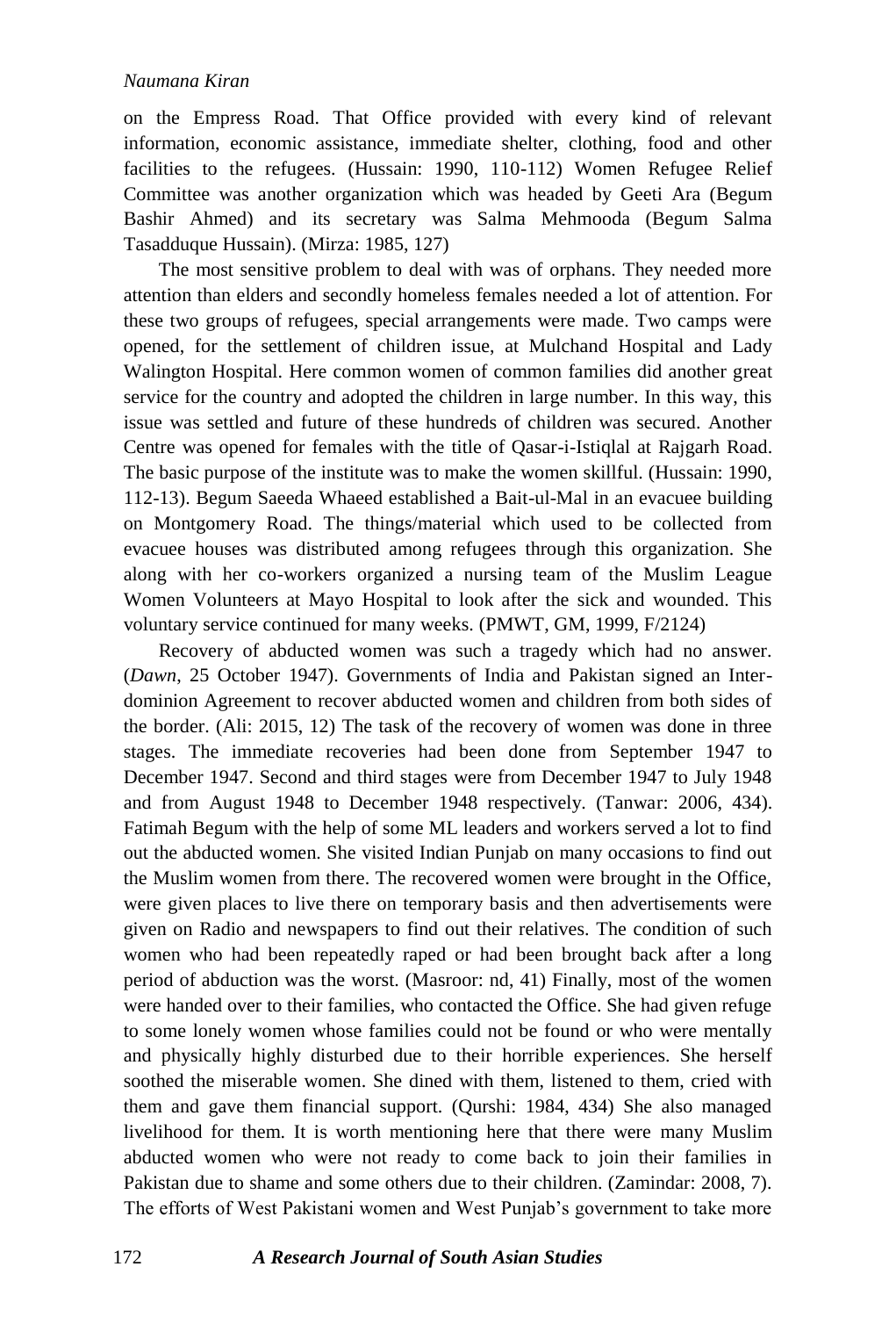on the Empress Road. That Office provided with every kind of relevant information, economic assistance, immediate shelter, clothing, food and other facilities to the refugees. (Hussain: 1990, 110-112) Women Refugee Relief Committee was another organization which was headed by Geeti Ara (Begum Bashir Ahmed) and its secretary was Salma Mehmooda (Begum Salma Tasadduque Hussain). (Mirza: 1985, 127)

The most sensitive problem to deal with was of orphans. They needed more attention than elders and secondly homeless females needed a lot of attention. For these two groups of refugees, special arrangements were made. Two camps were opened, for the settlement of children issue, at Mulchand Hospital and Lady Walington Hospital. Here common women of common families did another great service for the country and adopted the children in large number. In this way, this issue was settled and future of these hundreds of children was secured. Another Centre was opened for females with the title of Qasar-i-Istiqlal at Rajgarh Road. The basic purpose of the institute was to make the women skillful. (Hussain: 1990, 112-13). Begum Saeeda Whaeed established a Bait-ul-Mal in an evacuee building on Montgomery Road. The things/material which used to be collected from evacuee houses was distributed among refugees through this organization. She along with her co-workers organized a nursing team of the Muslim League Women Volunteers at Mayo Hospital to look after the sick and wounded. This voluntary service continued for many weeks. (PMWT, GM, 1999, F/2124)

Recovery of abducted women was such a tragedy which had no answer. (*Dawn*, 25 October 1947). Governments of India and Pakistan signed an Inter-dominion Agreement to recover abducted women and children from both sides of the border. (Ali: 2015, 12) The task of the recovery of women was done in three stages. The immediate recoveries had been done from September 1947 to December 1947. Second and third stages were from December 1947 to July 1948 and from August 1948 to December 1948 respectively. (Tanwar: 2006, 434). Fatimah Begum with the help of some ML leaders and workers served a lot to find out the abducted women. She visited Indian Punjab on many occasions to find out the Muslim women from there. The recovered women were brought in the Office, were given places to live there on temporary basis and then advertisements were given on Radio and newspapers to find out their relatives. The condition of such women who had been repeatedly raped or had been brought back after a long period of abduction was the worst. (Masroor: nd, 41) Finally, most of the women were handed over to their families, who contacted the Office. She had given refuge to some lonely women whose families could not be found or who were mentally and physically highly disturbed due to their horrible experiences. She herself soothed the miserable women. She dined with them, listened to them, cried with them and gave them financial support. (Qurshi: 1984, 434) She also managed livelihood for them. It is worth mentioning here that there were many Muslim abducted women who were not ready to come back to join their families in Pakistan due to shame and some others due to their children. (Zamindar: 2008, 7). The efforts of West Pakistani women and West Punjab's government to take more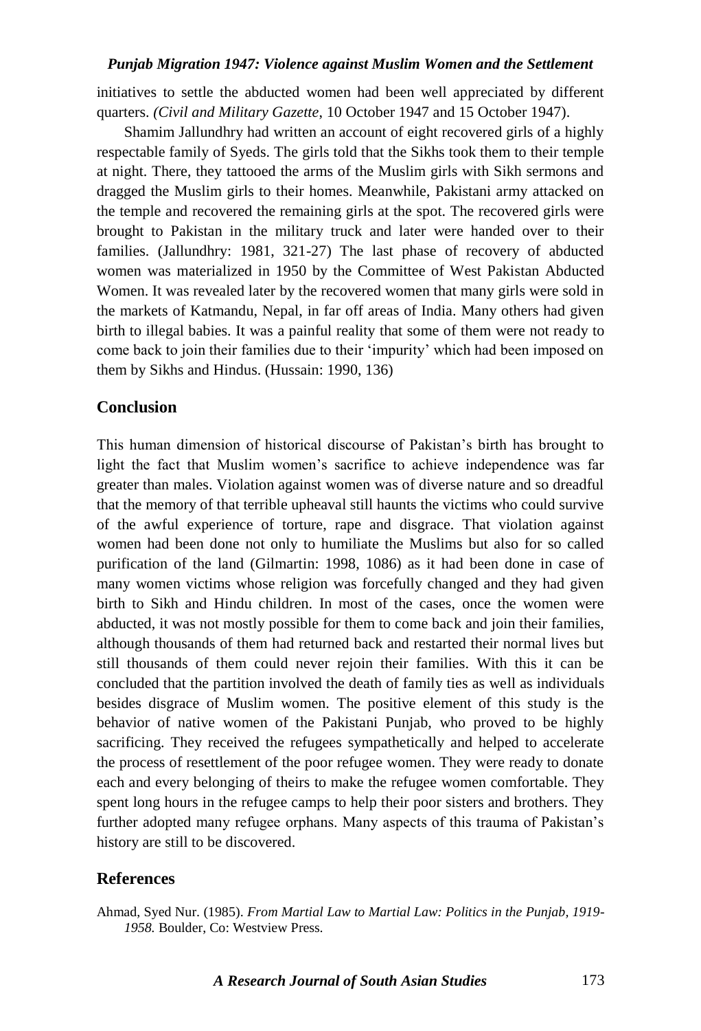initiatives to settle the abducted women had been well appreciated by different quarters. *(Civil and Military Gazette*, 10 October 1947 and 15 October 1947).

Shamim Jallundhry had written an account of eight recovered girls of a highly respectable family of Syeds. The girls told that the Sikhs took them to their temple at night. There, they tattooed the arms of the Muslim girls with Sikh sermons and dragged the Muslim girls to their homes. Meanwhile, Pakistani army attacked on the temple and recovered the remaining girls at the spot. The recovered girls were brought to Pakistan in the military truck and later were handed over to their families. (Jallundhry: 1981, 321-27) The last phase of recovery of abducted women was materialized in 1950 by the Committee of West Pakistan Abducted Women. It was revealed later by the recovered women that many girls were sold in the markets of Katmandu, Nepal, in far off areas of India. Many others had given birth to illegal babies. It was a painful reality that some of them were not ready to come back to join their families due to their 'impurity' which had been imposed on them by Sikhs and Hindus. (Hussain: 1990, 136)

## Conclusion

This human dimension of historical discourse of Pakistan's birth has brought to light the fact that Muslim women's sacrifice to achieve independence was far greater than males. Violation against women was of diverse nature and so dreadful that the memory of that terrible upheaval still haunts the victims who could survive of the awful experience of torture, rape and disgrace. That violation against women had been done not only to humiliate the Muslims but also for so called purification of the land (Gilmartin: 1998, 1086) as it had been done in case of many women victims whose religion was forcefully changed and they had given birth to Sikh and Hindu children. In most of the cases, once the women were abducted, it was not mostly possible for them to come back and join their families, although thousands of them had returned back and restarted their normal lives but still thousands of them could never rejoin their families. With this it can be concluded that the partition involved the death of family ties as well as individuals besides disgrace of Muslim women. The positive element of this study is the behavior of native women of the Pakistani Punjab, who proved to be highly sacrificing. They received the refugees sympathetically and helped to accelerate the process of resettlement of the poor refugee women. They were ready to donate each and every belonging of theirs to make the refugee women comfortable. They spent long hours in the refugee camps to help their poor sisters and brothers. They further adopted many refugee orphans. Many aspects of this trauma of Pakistan's history are still to be discovered.

## References

Ahmad, Syed Nur. (1985). *From Martial Law to Martial Law: Politics in the Punjab, 1919-1958.* Boulder, Co: Westview Press.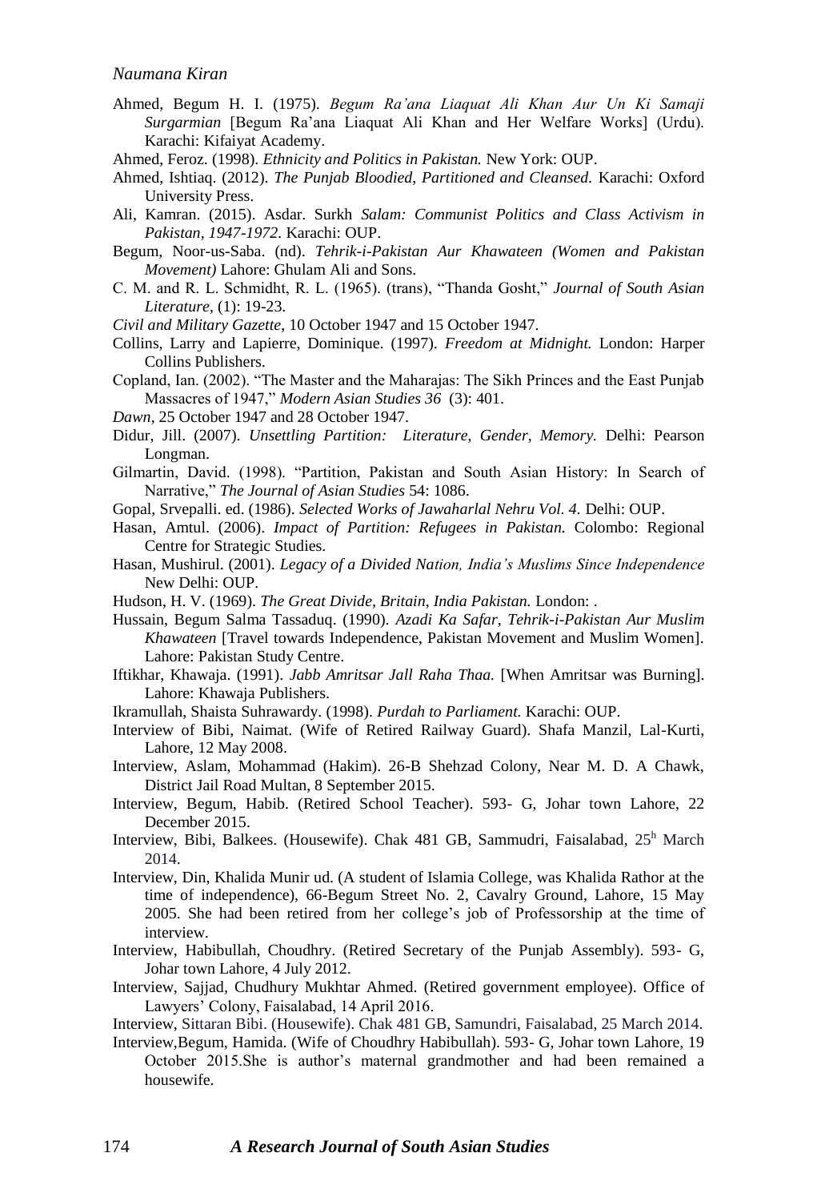Ahmed, Begum H. I. (1975). *Begum Ra'ana Liaquat Ali Khan Aur Un Ki Samaji Surgarmian* [Begum Ra'ana Liaquat Ali Khan and Her Welfare Works] (Urdu). Karachi: Kifaiyat Academy.

Ahmed, Feroz. (1998). *Ethnicity and Politics in Pakistan.* New York: OUP.

Ahmed, Ishtiaq. (2012). *The Punjab Bloodied, Partitioned and Cleansed.* Karachi: Oxford University Press.

Ali, Kamran. (2015). Asdar. Surkh *Salam: Communist Politics and Class Activism in Pakistan, 1947-1972.* Karachi: OUP.

Begum, Noor-us-Saba. (nd). *Tehrik-i-Pakistan Aur Khawateen (Women and Pakistan Movement)* Lahore: Ghulam Ali and Sons.

C. M. and R. L. Schmidht, R. L. (1965). (trans), "Thanda Gosht," *Journal of South Asian Literature*, (1): 19-23.

*Civil and Military Gazette*, 10 October 1947 and 15 October 1947.

Collins, Larry and Lapierre, Dominique. (1997). *Freedom at Midnight.* London: Harper Collins Publishers.

Copland, Ian. (2002). "The Master and the Maharajas: The Sikh Princes and the East Punjab Massacres of 1947," *Modern Asian Studies 36* (3): 401.

*Dawn*, 25 October 1947 and 28 October 1947.

Didur, Jill. (2007). *Unsettling Partition: Literature, Gender, Memory.* Delhi: Pearson Longman.

Gilmartin, David. (1998). "Partition, Pakistan and South Asian History: In Search of Narrative," *The Journal of Asian Studies* 54: 1086.

Gopal, Srvepalli. ed. (1986). *Selected Works of Jawaharlal Nehru Vol. 4.* Delhi: OUP.

Hasan, Amtul. (2006). *Impact of Partition: Refugees in Pakistan.* Colombo: Regional Centre for Strategic Studies.

Hasan, Mushirul. (2001). *Legacy of a Divided Nation, India's Muslims Since Independence* New Delhi: OUP.

Hudson, H. V. (1969). *The Great Divide, Britain, India Pakistan.* London: .

Hussain, Begum Salma Tassaduq. (1990). *Azadi Ka Safar, Tehrik-i-Pakistan Aur Muslim Khawateen* [Travel towards Independence, Pakistan Movement and Muslim Women]. Lahore: Pakistan Study Centre.

Iftikhar, Khawaja. (1991). *Jabb Amritsar Jall Raha Thaa.* [When Amritsar was Burning]. Lahore: Khawaja Publishers.

Ikramullah, Shaista Suhrawardy. (1998). *Purdah to Parliament.* Karachi: OUP.

Interview of Bibi, Naimat. (Wife of Retired Railway Guard). Shafa Manzil, Lal-Kurti, Lahore, 12 May 2008.

Interview, Aslam, Mohammad (Hakim). 26-B Shehzad Colony, Near M. D. A Chawk, District Jail Road Multan, 8 September 2015.

Interview, Begum, Habib. (Retired School Teacher). 593- G, Johar town Lahore, 22 December 2015.

Interview, Bibi, Balkees. (Housewife). Chak 481 GB, Sammudri, Faisalabad, 25h March 2014.

Interview, Din, Khalida Munir ud. (A student of Islamia College, was Khalida Rathor at the time of independence), 66-Begum Street No. 2, Cavalry Ground, Lahore, 15 May 2005. She had been retired from her college's job of Professorship at the time of interview.

Interview, Habibullah, Choudhry. (Retired Secretary of the Punjab Assembly). 593- G, Johar town Lahore, 4 July 2012.

Interview, Sajjad, Chudhury Mukhtar Ahmed. (Retired government employee). Office of Lawyers' Colony, Faisalabad, 14 April 2016.

Interview, Sittaran Bibi. (Housewife). Chak 481 GB, Samundri, Faisalabad, 25 March 2014.

Interview,Begum, Hamida. (Wife of Choudhry Habibullah). 593- G, Johar town Lahore, 19 October 2015.She is author's maternal grandmother and had been remained a housewife.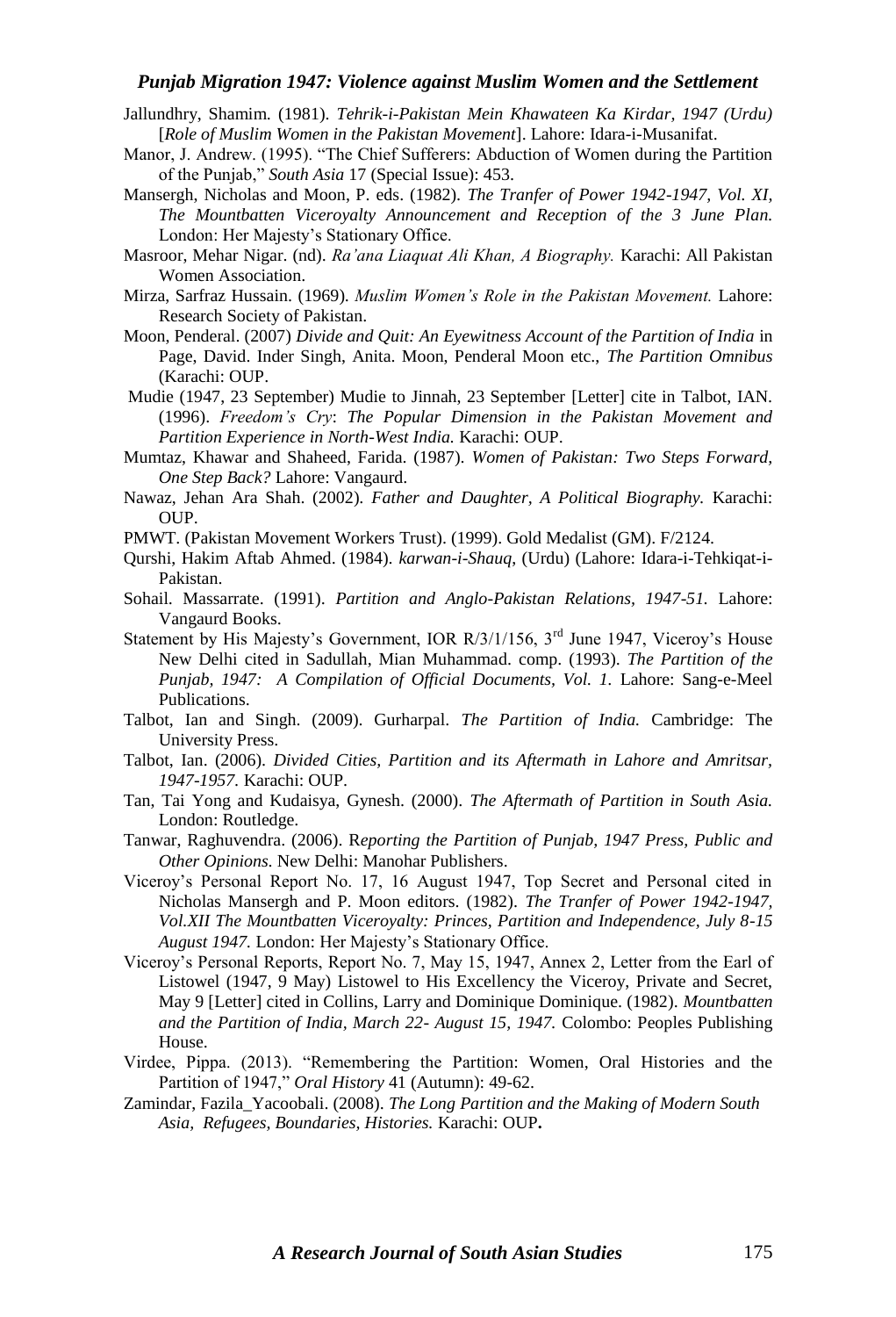Jallundhry, Shamim. (1981). *Tehrik-i-Pakistan Mein Khawateen Ka Kirdar, 1947 (Urdu)* [*Role of Muslim Women in the Pakistan Movement*]. Lahore: Idara-i-Musanifat.

Manor, J. Andrew. (1995). "The Chief Sufferers: Abduction of Women during the Partition of the Punjab," *South Asia* 17 (Special Issue): 453.

Mansergh, Nicholas and Moon, P. eds. (1982). *The Tranfer of Power 1942-1947, Vol. XI, The Mountbatten Viceroyalty Announcement and Reception of the 3 June Plan.* London: Her Majesty's Stationary Office.

Masroor, Mehar Nigar. (nd). *Ra'ana Liaquat Ali Khan, A Biography.* Karachi: All Pakistan Women Association.

Mirza, Sarfraz Hussain. (1969). *Muslim Women's Role in the Pakistan Movement.* Lahore: Research Society of Pakistan.

Moon, Penderal. (2007) *Divide and Quit: An Eyewitness Account of the Partition of India* in Page, David. Inder Singh, Anita. Moon, Penderal Moon etc., *The Partition Omnibus* (Karachi: OUP.

Mudie (1947, 23 September) Mudie to Jinnah, 23 September [Letter] cite in Talbot, IAN. (1996). *Freedom's Cry*: *The Popular Dimension in the Pakistan Movement and Partition Experience in North-West India.* Karachi: OUP.

Mumtaz, Khawar and Shaheed, Farida. (1987). *Women of Pakistan: Two Steps Forward, One Step Back?* Lahore: Vangaurd.

Nawaz, Jehan Ara Shah. (2002). *Father and Daughter, A Political Biography.* Karachi: OUP.

PMWT. (Pakistan Movement Workers Trust). (1999). Gold Medalist (GM). F/2124.

Qurshi, Hakim Aftab Ahmed. (1984). *karwan-i-Shauq*, (Urdu) (Lahore: Idara-i-Tehkiqat-i-Pakistan.

Sohail. Massarrate. (1991). *Partition and Anglo-Pakistan Relations, 1947-51.* Lahore: Vangaurd Books.

Statement by His Majesty's Government, IOR R/3/1/156, 3rd June 1947, Viceroy's House New Delhi cited in Sadullah, Mian Muhammad. comp. (1993). *The Partition of the Punjab, 1947: A Compilation of Official Documents, Vol. 1.* Lahore: Sang-e-Meel Publications.

Talbot, Ian and Singh. (2009). Gurharpal. *The Partition of India.* Cambridge: The University Press.

Talbot, Ian. (2006). *Divided Cities, Partition and its Aftermath in Lahore and Amritsar, 1947-1957.* Karachi: OUP.

Tan, Tai Yong and Kudaisya, Gynesh. (2000). *The Aftermath of Partition in South Asia.* London: Routledge.

Tanwar, Raghuvendra. (2006). R*eporting the Partition of Punjab, 1947 Press, Public and Other Opinions.* New Delhi: Manohar Publishers.

Viceroy's Personal Report No. 17, 16 August 1947, Top Secret and Personal cited in Nicholas Mansergh and P. Moon editors. (1982). *The Tranfer of Power 1942-1947, Vol.XII The Mountbatten Viceroyalty: Princes, Partition and Independence, July 8-15 August 1947.* London: Her Majesty's Stationary Office.

Viceroy's Personal Reports, Report No. 7, May 15, 1947, Annex 2, Letter from the Earl of Listowel (1947, 9 May) Listowel to His Excellency the Viceroy, Private and Secret, May 9 [Letter] cited in Collins, Larry and Dominique Dominique. (1982). *Mountbatten and the Partition of India, March 22- August 15, 1947.* Colombo: Peoples Publishing House.

Virdee, Pippa. (2013). "Remembering the Partition: Women, Oral Histories and the Partition of 1947," *Oral History* 41 (Autumn): 49-62.

Zamindar, Fazila_Yacoobali. (2008). *The Long Partition and the Making of Modern South Asia, Refugees, Boundaries, Histories.* Karachi: OUP**.**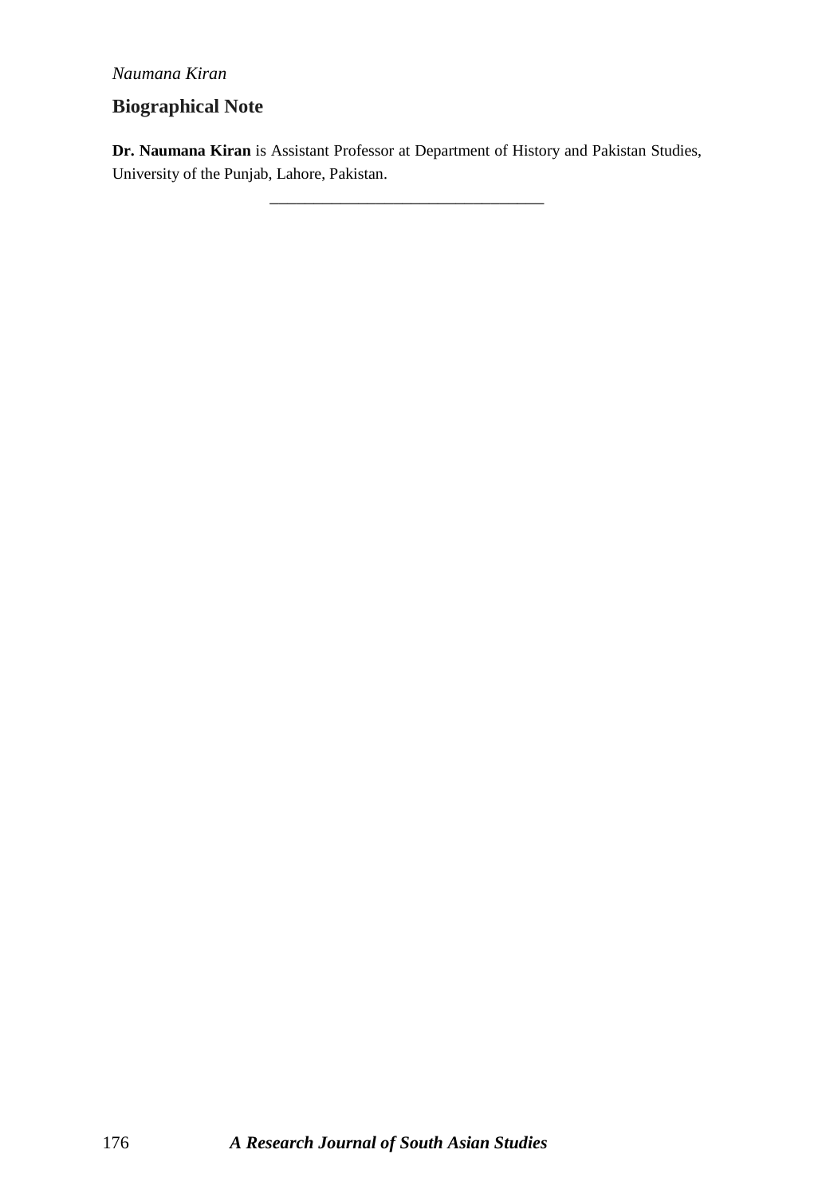## Biographical Note

**Dr. Naumana Kiran** is Assistant Professor at Department of History and Pakistan Studies, University of the Punjab, Lahore, Pakistan.

---